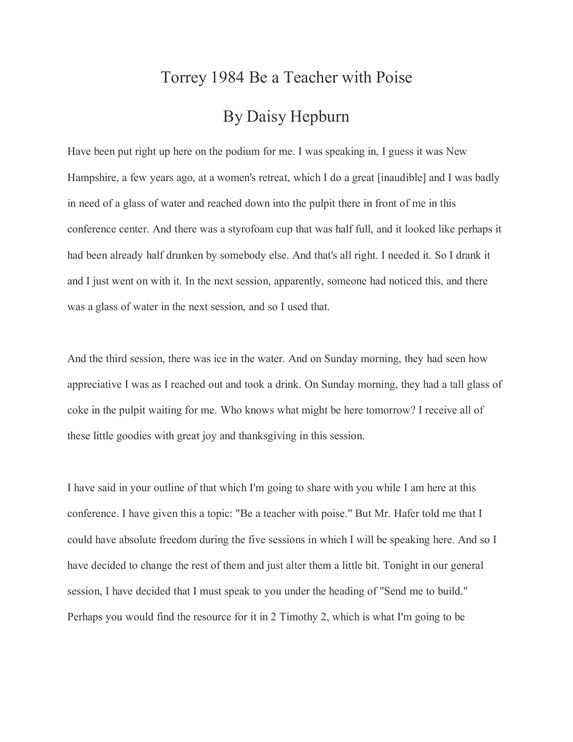# Torrey 1984 Be a Teacher with Poise

## By Daisy Hepburn

Have been put right up here on the podium for me. I was speaking in, I guess it was New Hampshire, a few years ago, at a women's retreat, which I do a great [inaudible] and I was badly in need of a glass of water and reached down into the pulpit there in front of me in this conference center. And there was a styrofoam cup that was half full, and it looked like perhaps it had been already half drunken by somebody else. And that's all right. I needed it. So I drank it and I just went on with it. In the next session, apparently, someone had noticed this, and there was a glass of water in the next session, and so I used that.

And the third session, there was ice in the water. And on Sunday morning, they had seen how appreciative I was as I reached out and took a drink. On Sunday morning, they had a tall glass of coke in the pulpit waiting for me. Who knows what might be here tomorrow? I receive all of these little goodies with great joy and thanksgiving in this session.

I have said in your outline of that which I'm going to share with you while I am here at this conference. I have given this a topic: "Be a teacher with poise." But Mr. Hafer told me that I could have absolute freedom during the five sessions in which I will be speaking here. And so I have decided to change the rest of them and just alter them a little bit. Tonight in our general session, I have decided that I must speak to you under the heading of "Send me to build." Perhaps you would find the resource for it in 2 Timothy 2, which is what I'm going to be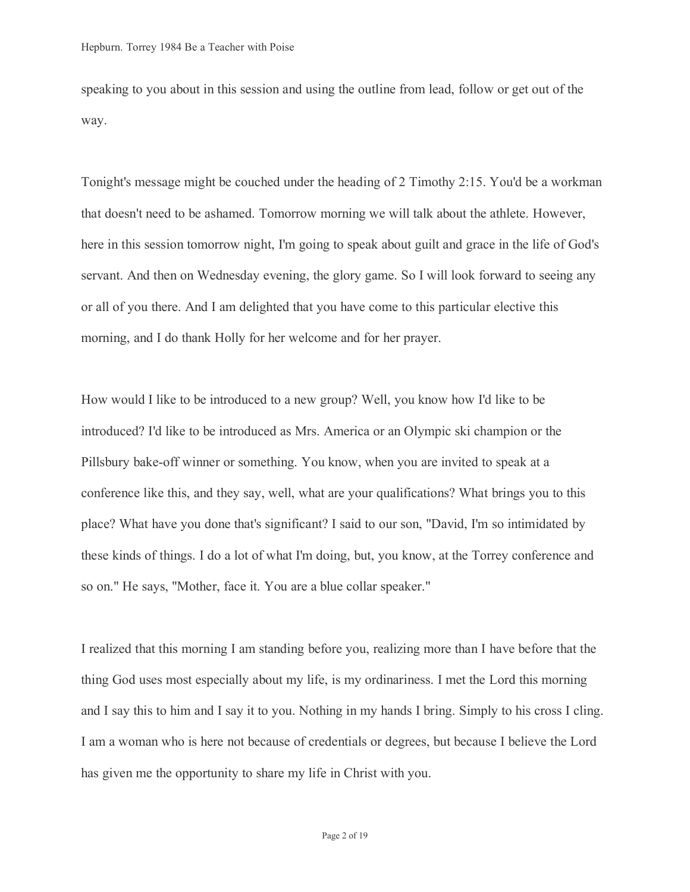speaking to you about in this session and using the outline from lead, follow or get out of the way.

Tonight's message might be couched under the heading of 2 Timothy 2:15. You'd be a workman that doesn't need to be ashamed. Tomorrow morning we will talk about the athlete. However, here in this session tomorrow night, I'm going to speak about guilt and grace in the life of God's servant. And then on Wednesday evening, the glory game. So I will look forward to seeing any or all of you there. And I am delighted that you have come to this particular elective this morning, and I do thank Holly for her welcome and for her prayer.

How would I like to be introduced to a new group? Well, you know how I'd like to be introduced? I'd like to be introduced as Mrs. America or an Olympic ski champion or the Pillsbury bake-off winner or something. You know, when you are invited to speak at a conference like this, and they say, well, what are your qualifications? What brings you to this place? What have you done that's significant? I said to our son, "David, I'm so intimidated by these kinds of things. I do a lot of what I'm doing, but, you know, at the Torrey conference and so on." He says, "Mother, face it. You are a blue collar speaker."

I realized that this morning I am standing before you, realizing more than I have before that the thing God uses most especially about my life, is my ordinariness. I met the Lord this morning and I say this to him and I say it to you. Nothing in my hands I bring. Simply to his cross I cling. I am a woman who is here not because of credentials or degrees, but because I believe the Lord has given me the opportunity to share my life in Christ with you.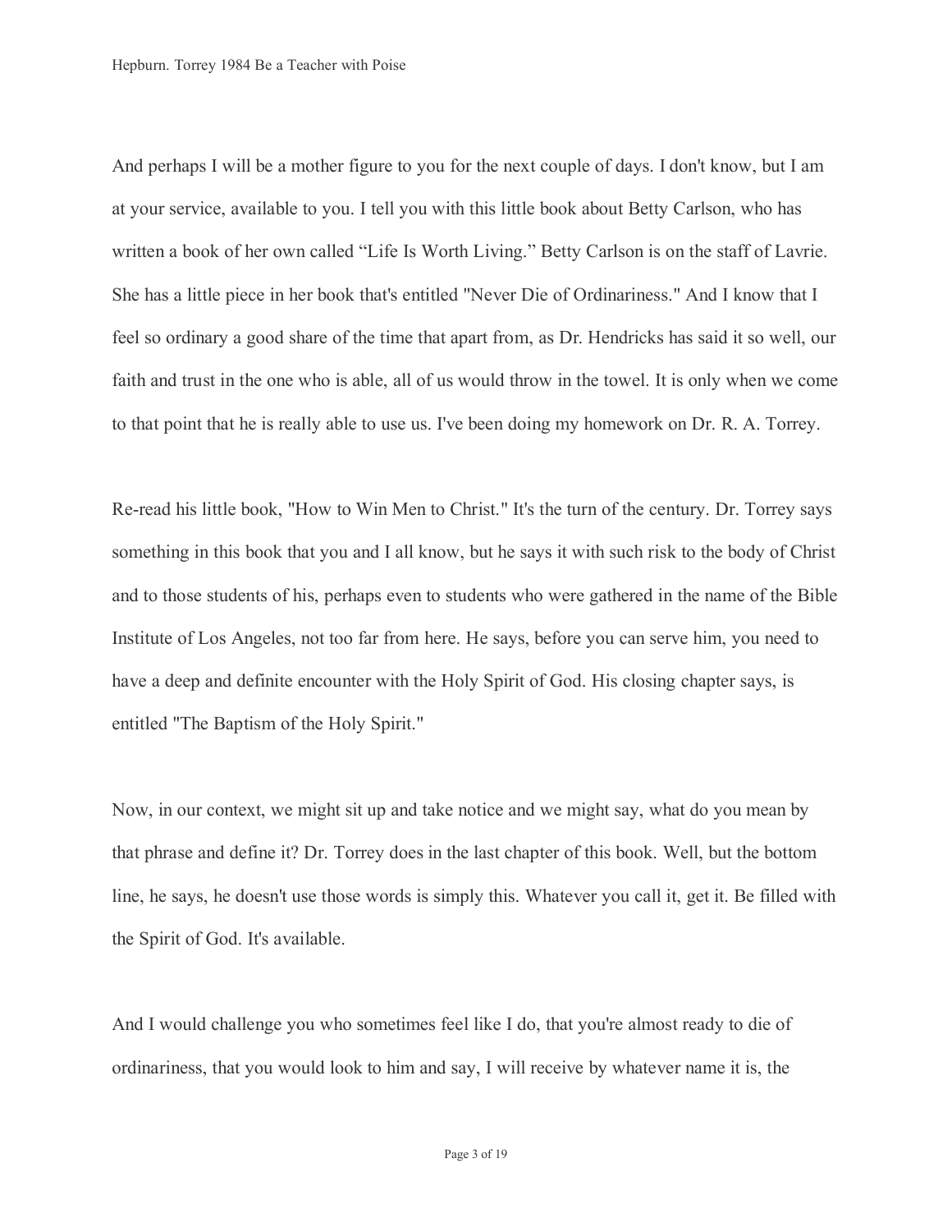And perhaps I will be a mother figure to you for the next couple of days. I don't know, but I am at your service, available to you. I tell you with this little book about Betty Carlson, who has written a book of her own called “Life Is Worth Living.” Betty Carlson is on the staff of Lavrie. She has a little piece in her book that's entitled "Never Die of Ordinariness." And I know that I feel so ordinary a good share of the time that apart from, as Dr. Hendricks has said it so well, our faith and trust in the one who is able, all of us would throw in the towel. It is only when we come to that point that he is really able to use us. I've been doing my homework on Dr. R. A. Torrey.

Re-read his little book, "How to Win Men to Christ." It's the turn of the century. Dr. Torrey says something in this book that you and I all know, but he says it with such risk to the body of Christ and to those students of his, perhaps even to students who were gathered in the name of the Bible Institute of Los Angeles, not too far from here. He says, before you can serve him, you need to have a deep and definite encounter with the Holy Spirit of God. His closing chapter says, is entitled "The Baptism of the Holy Spirit."

Now, in our context, we might sit up and take notice and we might say, what do you mean by that phrase and define it? Dr. Torrey does in the last chapter of this book. Well, but the bottom line, he says, he doesn't use those words is simply this. Whatever you call it, get it. Be filled with the Spirit of God. It's available.

And I would challenge you who sometimes feel like I do, that you're almost ready to die of ordinariness, that you would look to him and say, I will receive by whatever name it is, the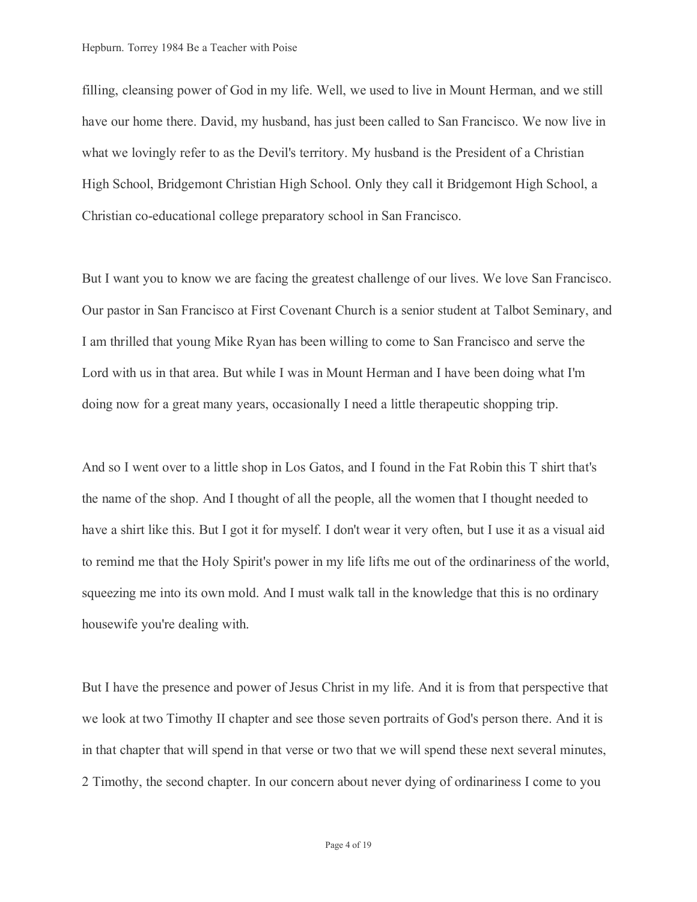filling, cleansing power of God in my life. Well, we used to live in Mount Herman, and we still have our home there. David, my husband, has just been called to San Francisco. We now live in what we lovingly refer to as the Devil's territory. My husband is the President of a Christian High School, Bridgemont Christian High School. Only they call it Bridgemont High School, a Christian co-educational college preparatory school in San Francisco.

But I want you to know we are facing the greatest challenge of our lives. We love San Francisco. Our pastor in San Francisco at First Covenant Church is a senior student at Talbot Seminary, and I am thrilled that young Mike Ryan has been willing to come to San Francisco and serve the Lord with us in that area. But while I was in Mount Herman and I have been doing what I'm doing now for a great many years, occasionally I need a little therapeutic shopping trip.

And so I went over to a little shop in Los Gatos, and I found in the Fat Robin this T shirt that's the name of the shop. And I thought of all the people, all the women that I thought needed to have a shirt like this. But I got it for myself. I don't wear it very often, but I use it as a visual aid to remind me that the Holy Spirit's power in my life lifts me out of the ordinariness of the world, squeezing me into its own mold. And I must walk tall in the knowledge that this is no ordinary housewife you're dealing with.

But I have the presence and power of Jesus Christ in my life. And it is from that perspective that we look at two Timothy II chapter and see those seven portraits of God's person there. And it is in that chapter that will spend in that verse or two that we will spend these next several minutes, 2 Timothy, the second chapter. In our concern about never dying of ordinariness I come to you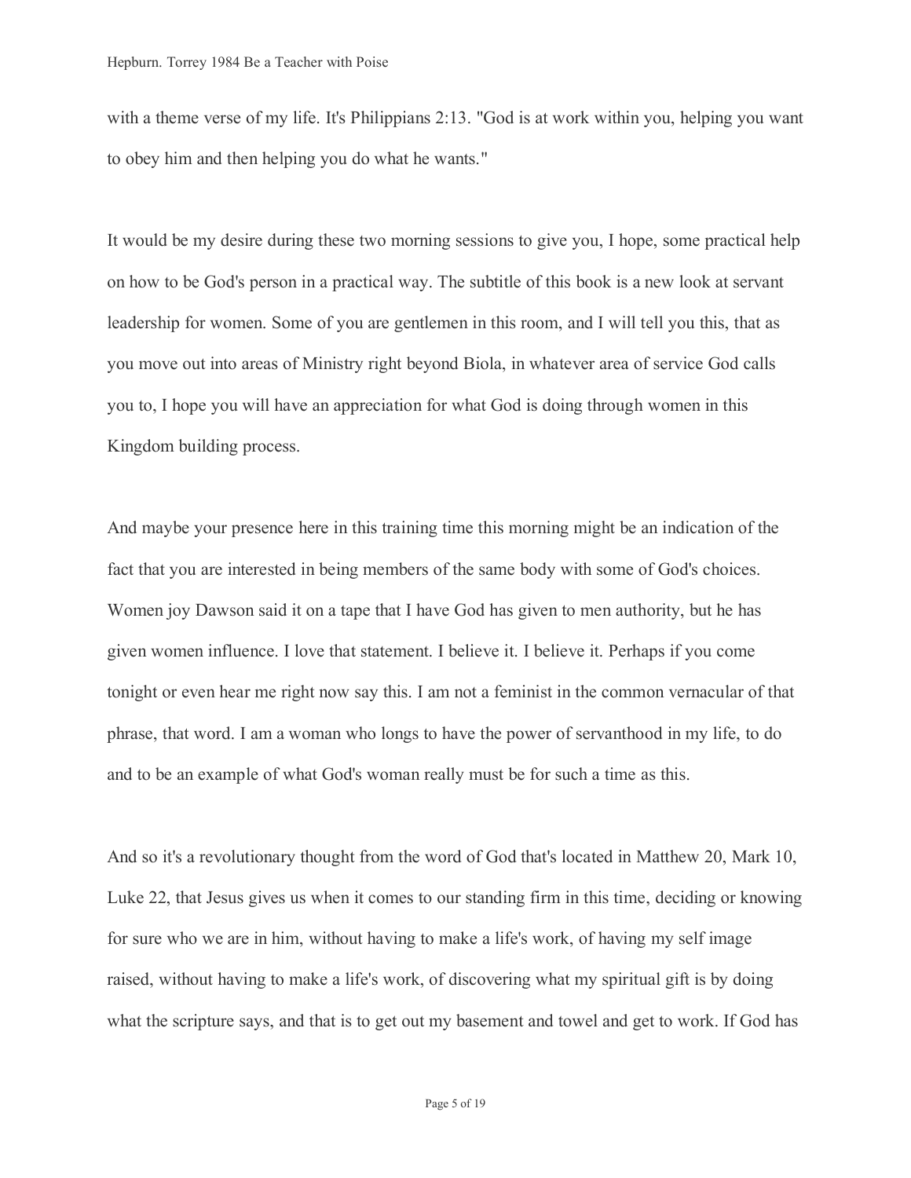with a theme verse of my life. It's Philippians 2:13. "God is at work within you, helping you want to obey him and then helping you do what he wants."

It would be my desire during these two morning sessions to give you, I hope, some practical help on how to be God's person in a practical way. The subtitle of this book is a new look at servant leadership for women. Some of you are gentlemen in this room, and I will tell you this, that as you move out into areas of Ministry right beyond Biola, in whatever area of service God calls you to, I hope you will have an appreciation for what God is doing through women in this Kingdom building process.

And maybe your presence here in this training time this morning might be an indication of the fact that you are interested in being members of the same body with some of God's choices. Women joy Dawson said it on a tape that I have God has given to men authority, but he has given women influence. I love that statement. I believe it. I believe it. Perhaps if you come tonight or even hear me right now say this. I am not a feminist in the common vernacular of that phrase, that word. I am a woman who longs to have the power of servanthood in my life, to do and to be an example of what God's woman really must be for such a time as this.

And so it's a revolutionary thought from the word of God that's located in Matthew 20, Mark 10, Luke 22, that Jesus gives us when it comes to our standing firm in this time, deciding or knowing for sure who we are in him, without having to make a life's work, of having my self image raised, without having to make a life's work, of discovering what my spiritual gift is by doing what the scripture says, and that is to get out my basement and towel and get to work. If God has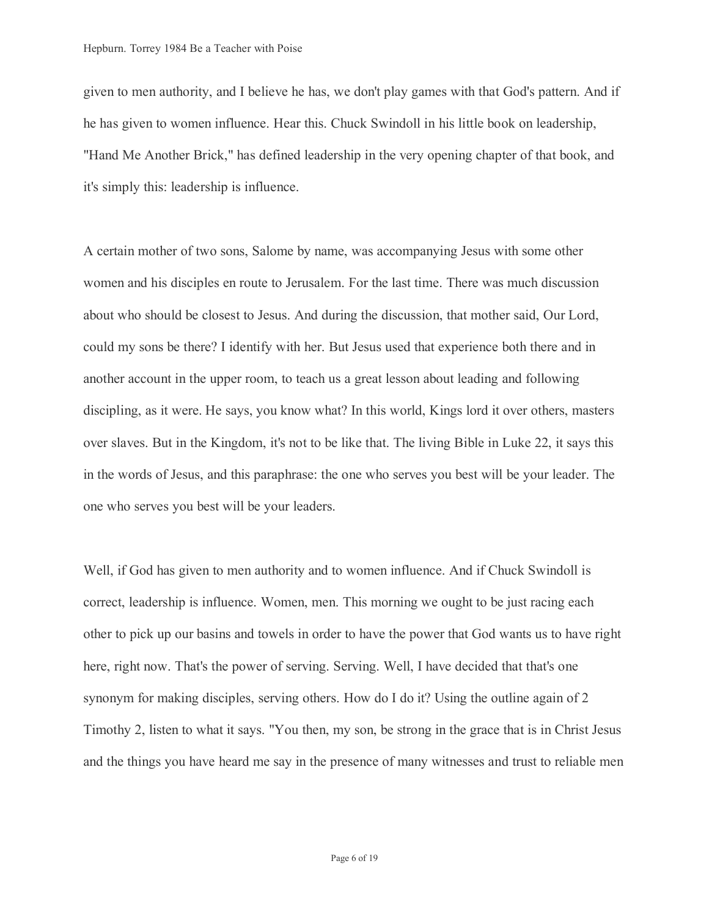given to men authority, and I believe he has, we don't play games with that God's pattern. And if he has given to women influence. Hear this. Chuck Swindoll in his little book on leadership, "Hand Me Another Brick," has defined leadership in the very opening chapter of that book, and it's simply this: leadership is influence.

A certain mother of two sons, Salome by name, was accompanying Jesus with some other women and his disciples en route to Jerusalem. For the last time. There was much discussion about who should be closest to Jesus. And during the discussion, that mother said, Our Lord, could my sons be there? I identify with her. But Jesus used that experience both there and in another account in the upper room, to teach us a great lesson about leading and following discipling, as it were. He says, you know what? In this world, Kings lord it over others, masters over slaves. But in the Kingdom, it's not to be like that. The living Bible in Luke 22, it says this in the words of Jesus, and this paraphrase: the one who serves you best will be your leader. The one who serves you best will be your leaders.

Well, if God has given to men authority and to women influence. And if Chuck Swindoll is correct, leadership is influence. Women, men. This morning we ought to be just racing each other to pick up our basins and towels in order to have the power that God wants us to have right here, right now. That's the power of serving. Serving. Well, I have decided that that's one synonym for making disciples, serving others. How do I do it? Using the outline again of 2 Timothy 2, listen to what it says. "You then, my son, be strong in the grace that is in Christ Jesus and the things you have heard me say in the presence of many witnesses and trust to reliable men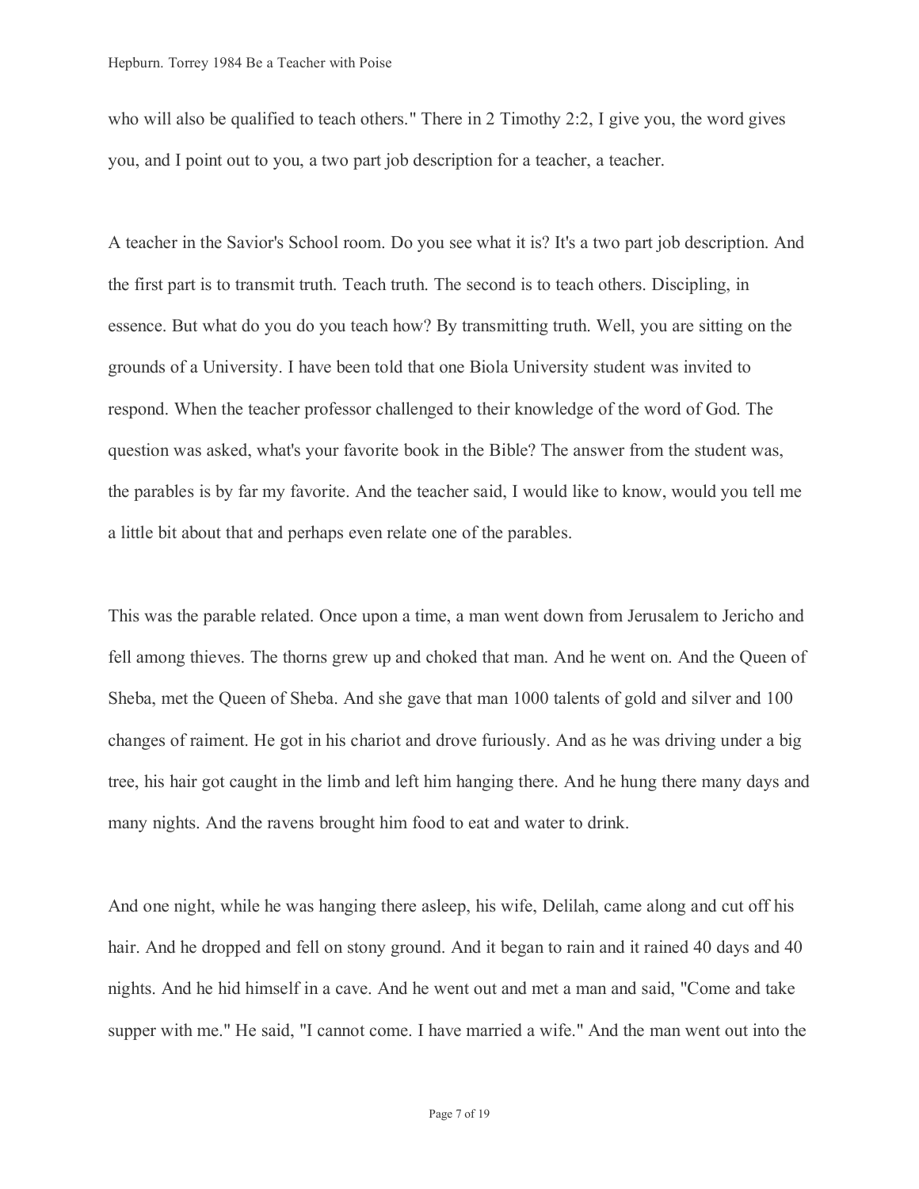who will also be qualified to teach others." There in 2 Timothy 2:2, I give you, the word gives you, and I point out to you, a two part job description for a teacher, a teacher.

A teacher in the Savior's School room. Do you see what it is? It's a two part job description. And the first part is to transmit truth. Teach truth. The second is to teach others. Discipling, in essence. But what do you do you teach how? By transmitting truth. Well, you are sitting on the grounds of a University. I have been told that one Biola University student was invited to respond. When the teacher professor challenged to their knowledge of the word of God. The question was asked, what's your favorite book in the Bible? The answer from the student was, the parables is by far my favorite. And the teacher said, I would like to know, would you tell me a little bit about that and perhaps even relate one of the parables.

This was the parable related. Once upon a time, a man went down from Jerusalem to Jericho and fell among thieves. The thorns grew up and choked that man. And he went on. And the Queen of Sheba, met the Queen of Sheba. And she gave that man 1000 talents of gold and silver and 100 changes of raiment. He got in his chariot and drove furiously. And as he was driving under a big tree, his hair got caught in the limb and left him hanging there. And he hung there many days and many nights. And the ravens brought him food to eat and water to drink.

And one night, while he was hanging there asleep, his wife, Delilah, came along and cut off his hair. And he dropped and fell on stony ground. And it began to rain and it rained 40 days and 40 nights. And he hid himself in a cave. And he went out and met a man and said, "Come and take supper with me." He said, "I cannot come. I have married a wife." And the man went out into the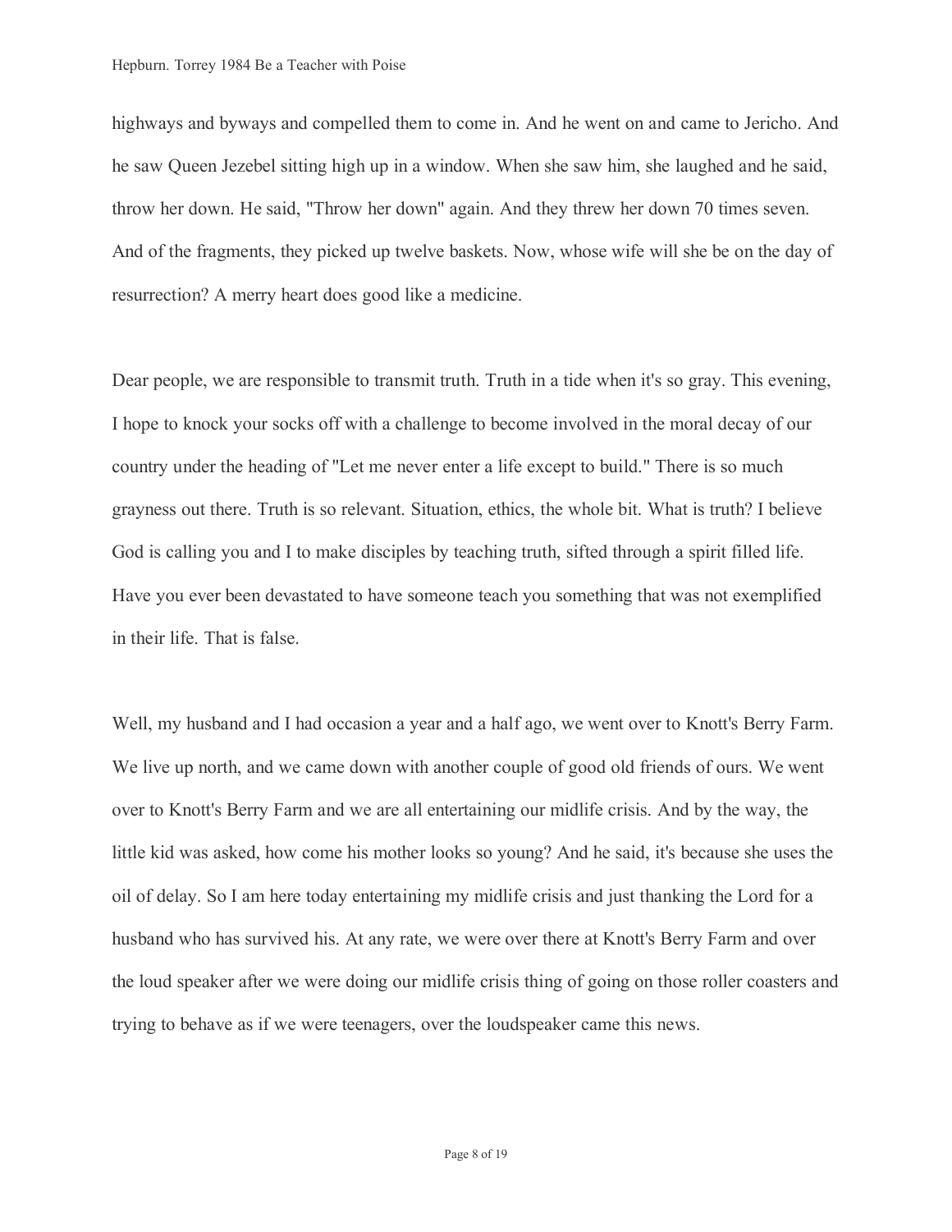highways and byways and compelled them to come in. And he went on and came to Jericho. And he saw Queen Jezebel sitting high up in a window. When she saw him, she laughed and he said, throw her down. He said, "Throw her down" again. And they threw her down 70 times seven. And of the fragments, they picked up twelve baskets. Now, whose wife will she be on the day of resurrection? A merry heart does good like a medicine.

Dear people, we are responsible to transmit truth. Truth in a tide when it's so gray. This evening, I hope to knock your socks off with a challenge to become involved in the moral decay of our country under the heading of "Let me never enter a life except to build." There is so much grayness out there. Truth is so relevant. Situation, ethics, the whole bit. What is truth? I believe God is calling you and I to make disciples by teaching truth, sifted through a spirit filled life. Have you ever been devastated to have someone teach you something that was not exemplified in their life. That is false.

Well, my husband and I had occasion a year and a half ago, we went over to Knott's Berry Farm. We live up north, and we came down with another couple of good old friends of ours. We went over to Knott's Berry Farm and we are all entertaining our midlife crisis. And by the way, the little kid was asked, how come his mother looks so young? And he said, it's because she uses the oil of delay. So I am here today entertaining my midlife crisis and just thanking the Lord for a husband who has survived his. At any rate, we were over there at Knott's Berry Farm and over the loud speaker after we were doing our midlife crisis thing of going on those roller coasters and trying to behave as if we were teenagers, over the loudspeaker came this news.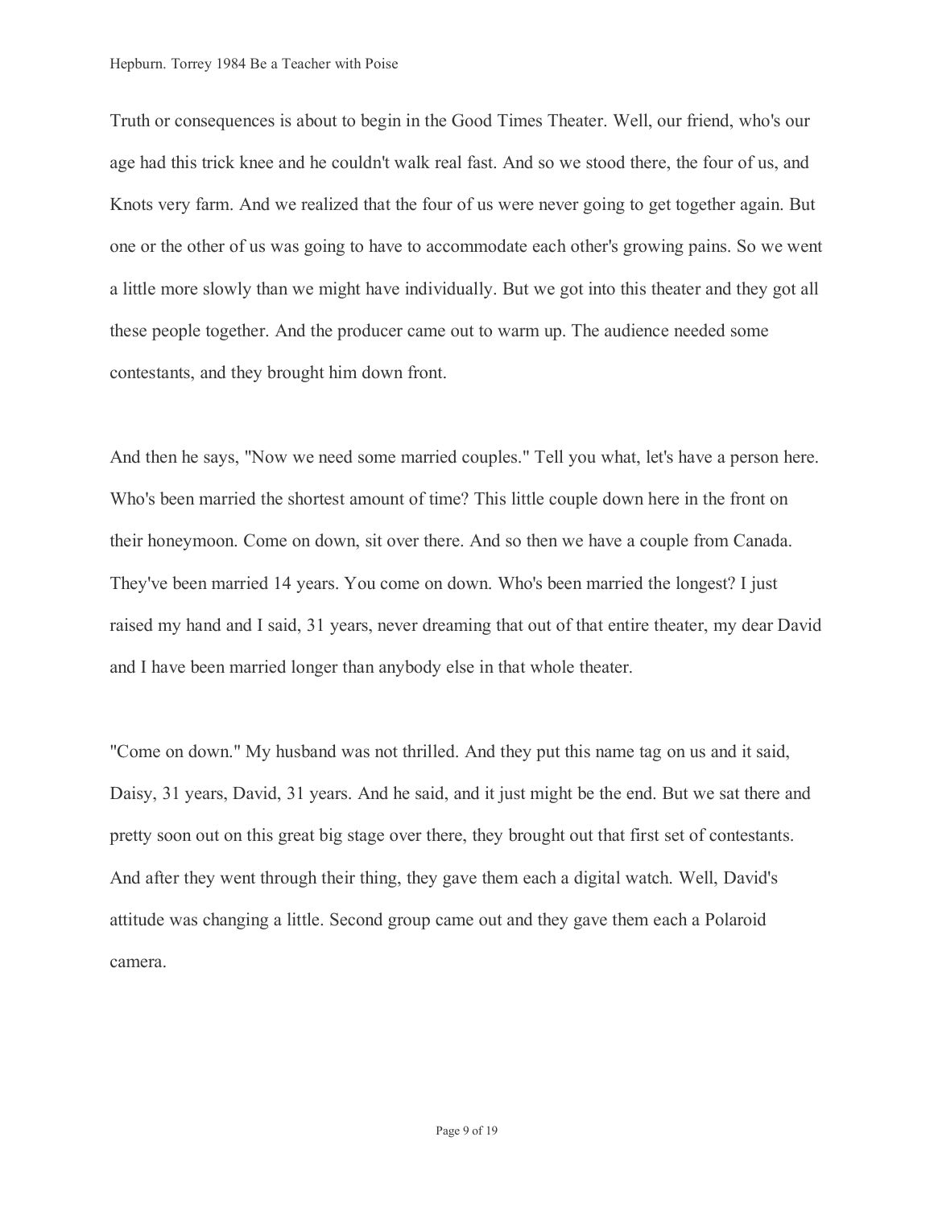Truth or consequences is about to begin in the Good Times Theater. Well, our friend, who's our age had this trick knee and he couldn't walk real fast. And so we stood there, the four of us, and Knots very farm. And we realized that the four of us were never going to get together again. But one or the other of us was going to have to accommodate each other's growing pains. So we went a little more slowly than we might have individually. But we got into this theater and they got all these people together. And the producer came out to warm up. The audience needed some contestants, and they brought him down front.

And then he says, "Now we need some married couples." Tell you what, let's have a person here. Who's been married the shortest amount of time? This little couple down here in the front on their honeymoon. Come on down, sit over there. And so then we have a couple from Canada. They've been married 14 years. You come on down. Who's been married the longest? I just raised my hand and I said, 31 years, never dreaming that out of that entire theater, my dear David and I have been married longer than anybody else in that whole theater.

"Come on down." My husband was not thrilled. And they put this name tag on us and it said, Daisy, 31 years, David, 31 years. And he said, and it just might be the end. But we sat there and pretty soon out on this great big stage over there, they brought out that first set of contestants. And after they went through their thing, they gave them each a digital watch. Well, David's attitude was changing a little. Second group came out and they gave them each a Polaroid camera.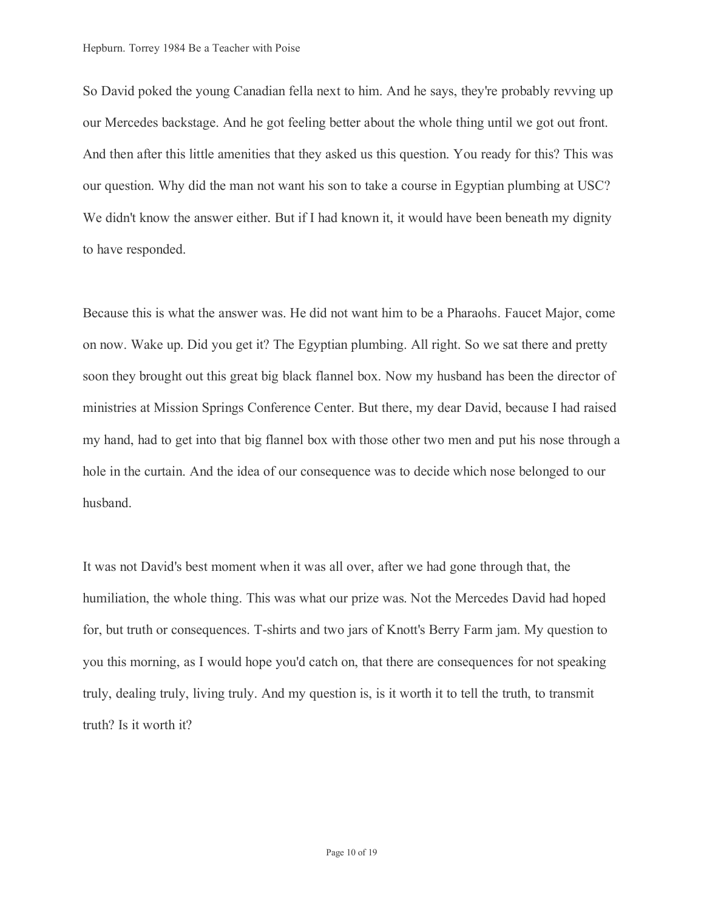So David poked the young Canadian fella next to him. And he says, they're probably revving up our Mercedes backstage. And he got feeling better about the whole thing until we got out front. And then after this little amenities that they asked us this question. You ready for this? This was our question. Why did the man not want his son to take a course in Egyptian plumbing at USC? We didn't know the answer either. But if I had known it, it would have been beneath my dignity to have responded.

Because this is what the answer was. He did not want him to be a Pharaohs. Faucet Major, come on now. Wake up. Did you get it? The Egyptian plumbing. All right. So we sat there and pretty soon they brought out this great big black flannel box. Now my husband has been the director of ministries at Mission Springs Conference Center. But there, my dear David, because I had raised my hand, had to get into that big flannel box with those other two men and put his nose through a hole in the curtain. And the idea of our consequence was to decide which nose belonged to our husband.

It was not David's best moment when it was all over, after we had gone through that, the humiliation, the whole thing. This was what our prize was. Not the Mercedes David had hoped for, but truth or consequences. T-shirts and two jars of Knott's Berry Farm jam. My question to you this morning, as I would hope you'd catch on, that there are consequences for not speaking truly, dealing truly, living truly. And my question is, is it worth it to tell the truth, to transmit truth? Is it worth it?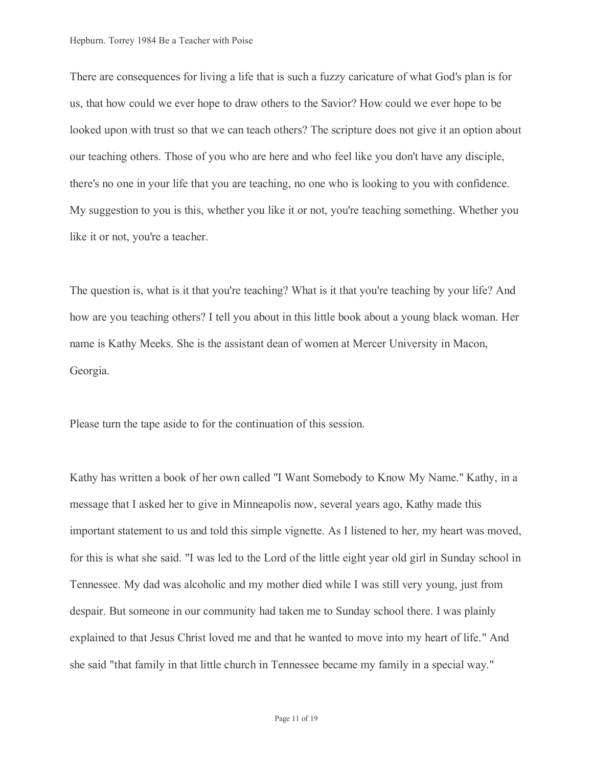There are consequences for living a life that is such a fuzzy caricature of what God's plan is for us, that how could we ever hope to draw others to the Savior? How could we ever hope to be looked upon with trust so that we can teach others? The scripture does not give it an option about our teaching others. Those of you who are here and who feel like you don't have any disciple, there's no one in your life that you are teaching, no one who is looking to you with confidence. My suggestion to you is this, whether you like it or not, you're teaching something. Whether you like it or not, you're a teacher.

The question is, what is it that you're teaching? What is it that you're teaching by your life? And how are you teaching others? I tell you about in this little book about a young black woman. Her name is Kathy Meeks. She is the assistant dean of women at Mercer University in Macon, Georgia.

Please turn the tape aside to for the continuation of this session.

Kathy has written a book of her own called "I Want Somebody to Know My Name." Kathy, in a message that I asked her to give in Minneapolis now, several years ago, Kathy made this important statement to us and told this simple vignette. As I listened to her, my heart was moved, for this is what she said. "I was led to the Lord of the little eight year old girl in Sunday school in Tennessee. My dad was alcoholic and my mother died while I was still very young, just from despair. But someone in our community had taken me to Sunday school there. I was plainly explained to that Jesus Christ loved me and that he wanted to move into my heart of life." And she said "that family in that little church in Tennessee became my family in a special way."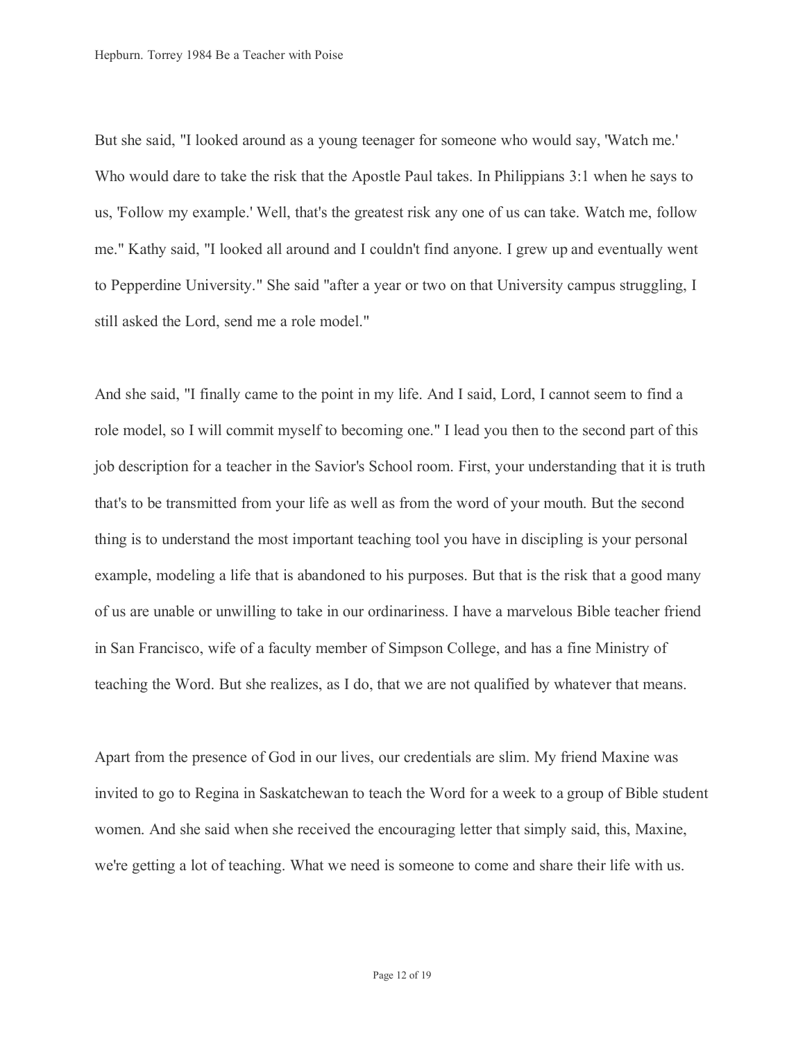But she said, "I looked around as a young teenager for someone who would say, 'Watch me.' Who would dare to take the risk that the Apostle Paul takes. In Philippians 3:1 when he says to us, 'Follow my example.' Well, that's the greatest risk any one of us can take. Watch me, follow me." Kathy said, "I looked all around and I couldn't find anyone. I grew up and eventually went to Pepperdine University." She said "after a year or two on that University campus struggling, I still asked the Lord, send me a role model."

And she said, "I finally came to the point in my life. And I said, Lord, I cannot seem to find a role model, so I will commit myself to becoming one." I lead you then to the second part of this job description for a teacher in the Savior's School room. First, your understanding that it is truth that's to be transmitted from your life as well as from the word of your mouth. But the second thing is to understand the most important teaching tool you have in discipling is your personal example, modeling a life that is abandoned to his purposes. But that is the risk that a good many of us are unable or unwilling to take in our ordinariness. I have a marvelous Bible teacher friend in San Francisco, wife of a faculty member of Simpson College, and has a fine Ministry of teaching the Word. But she realizes, as I do, that we are not qualified by whatever that means.

Apart from the presence of God in our lives, our credentials are slim. My friend Maxine was invited to go to Regina in Saskatchewan to teach the Word for a week to a group of Bible student women. And she said when she received the encouraging letter that simply said, this, Maxine, we're getting a lot of teaching. What we need is someone to come and share their life with us.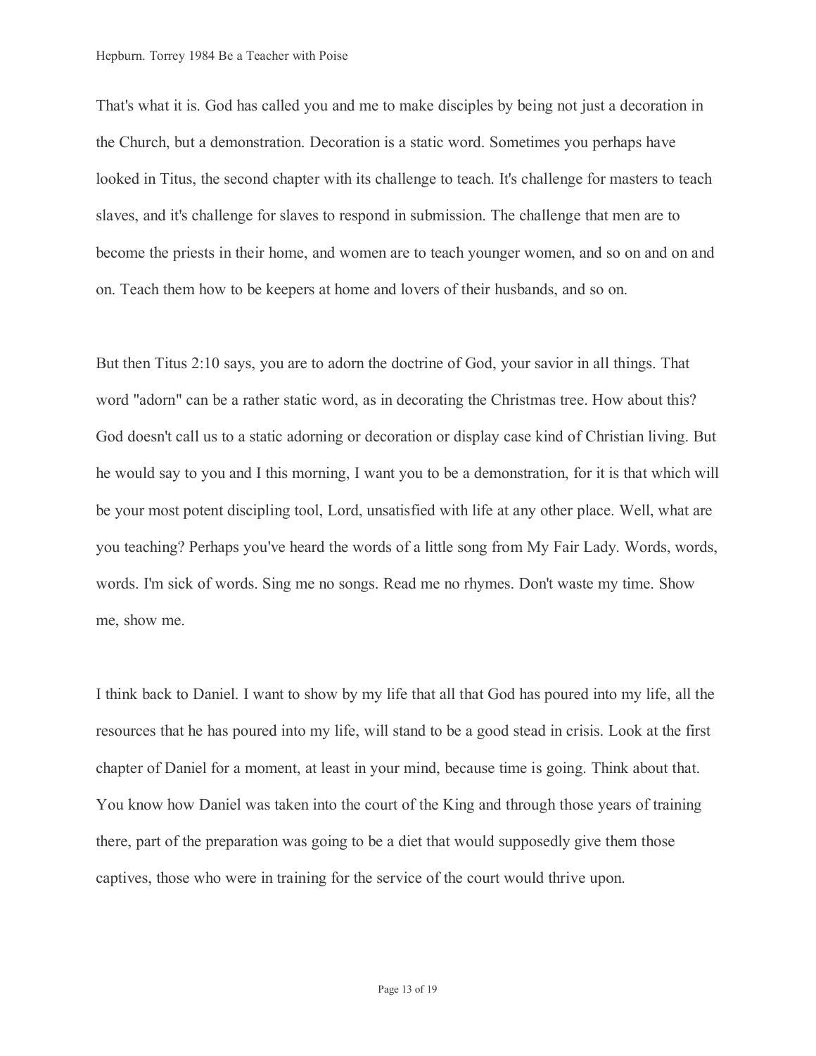That's what it is. God has called you and me to make disciples by being not just a decoration in the Church, but a demonstration. Decoration is a static word. Sometimes you perhaps have looked in Titus, the second chapter with its challenge to teach. It's challenge for masters to teach slaves, and it's challenge for slaves to respond in submission. The challenge that men are to become the priests in their home, and women are to teach younger women, and so on and on and on. Teach them how to be keepers at home and lovers of their husbands, and so on.

But then Titus 2:10 says, you are to adorn the doctrine of God, your savior in all things. That word "adorn" can be a rather static word, as in decorating the Christmas tree. How about this? God doesn't call us to a static adorning or decoration or display case kind of Christian living. But he would say to you and I this morning, I want you to be a demonstration, for it is that which will be your most potent discipling tool, Lord, unsatisfied with life at any other place. Well, what are you teaching? Perhaps you've heard the words of a little song from My Fair Lady. Words, words, words. I'm sick of words. Sing me no songs. Read me no rhymes. Don't waste my time. Show me, show me.

I think back to Daniel. I want to show by my life that all that God has poured into my life, all the resources that he has poured into my life, will stand to be a good stead in crisis. Look at the first chapter of Daniel for a moment, at least in your mind, because time is going. Think about that. You know how Daniel was taken into the court of the King and through those years of training there, part of the preparation was going to be a diet that would supposedly give them those captives, those who were in training for the service of the court would thrive upon.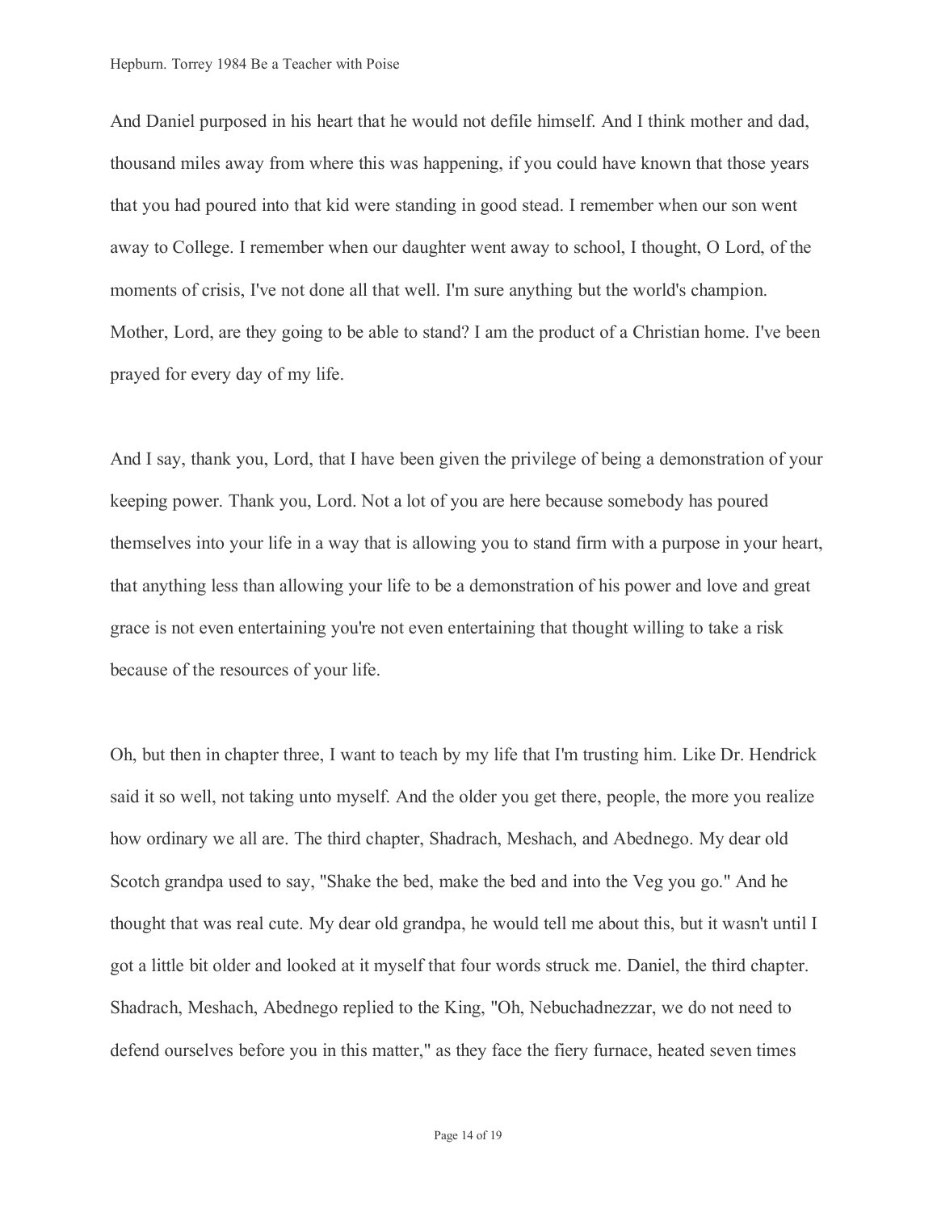And Daniel purposed in his heart that he would not defile himself. And I think mother and dad, thousand miles away from where this was happening, if you could have known that those years that you had poured into that kid were standing in good stead. I remember when our son went away to College. I remember when our daughter went away to school, I thought, O Lord, of the moments of crisis, I've not done all that well. I'm sure anything but the world's champion. Mother, Lord, are they going to be able to stand? I am the product of a Christian home. I've been prayed for every day of my life.

And I say, thank you, Lord, that I have been given the privilege of being a demonstration of your keeping power. Thank you, Lord. Not a lot of you are here because somebody has poured themselves into your life in a way that is allowing you to stand firm with a purpose in your heart, that anything less than allowing your life to be a demonstration of his power and love and great grace is not even entertaining you're not even entertaining that thought willing to take a risk because of the resources of your life.

Oh, but then in chapter three, I want to teach by my life that I'm trusting him. Like Dr. Hendrick said it so well, not taking unto myself. And the older you get there, people, the more you realize how ordinary we all are. The third chapter, Shadrach, Meshach, and Abednego. My dear old Scotch grandpa used to say, "Shake the bed, make the bed and into the Veg you go." And he thought that was real cute. My dear old grandpa, he would tell me about this, but it wasn't until I got a little bit older and looked at it myself that four words struck me. Daniel, the third chapter. Shadrach, Meshach, Abednego replied to the King, "Oh, Nebuchadnezzar, we do not need to defend ourselves before you in this matter," as they face the fiery furnace, heated seven times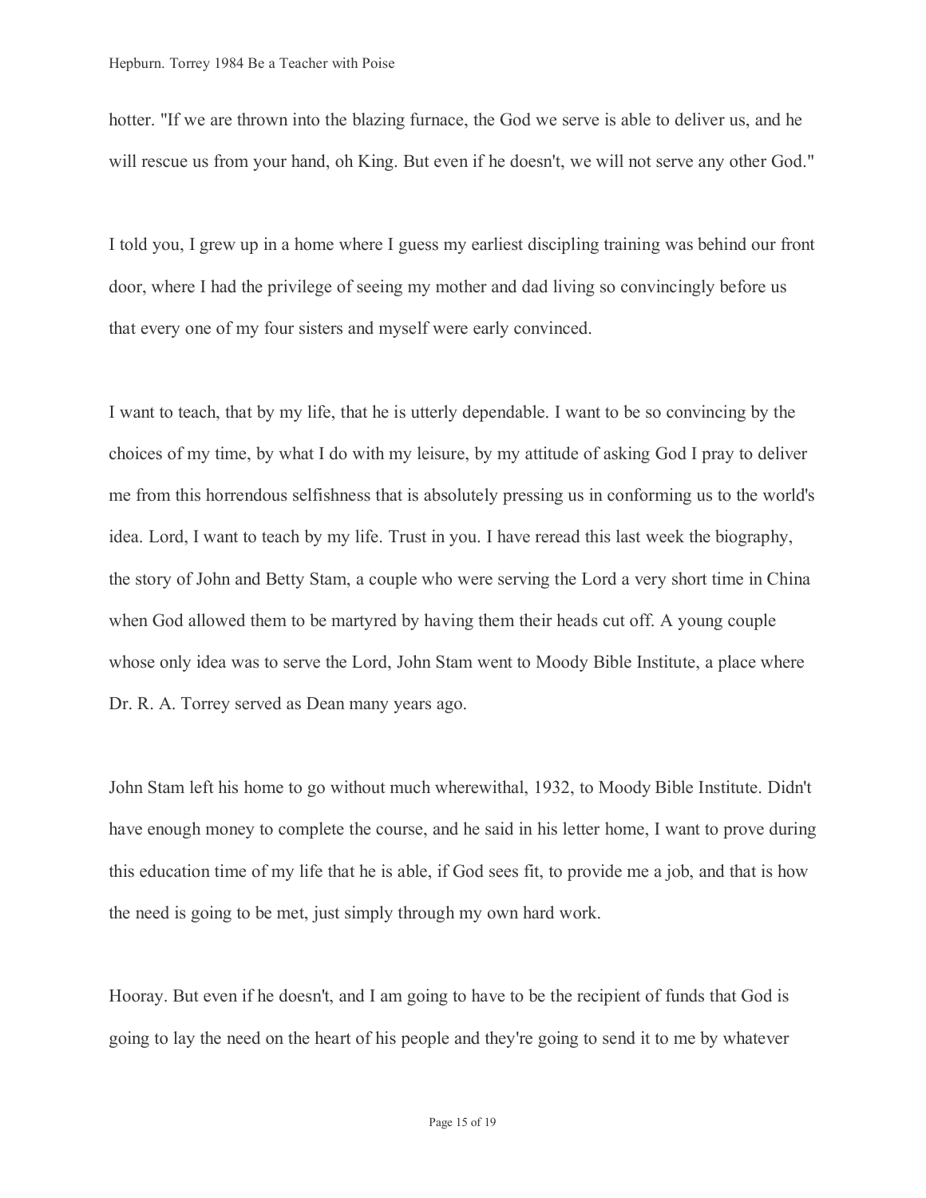hotter. "If we are thrown into the blazing furnace, the God we serve is able to deliver us, and he will rescue us from your hand, oh King. But even if he doesn't, we will not serve any other God."

I told you, I grew up in a home where I guess my earliest discipling training was behind our front door, where I had the privilege of seeing my mother and dad living so convincingly before us that every one of my four sisters and myself were early convinced.

I want to teach, that by my life, that he is utterly dependable. I want to be so convincing by the choices of my time, by what I do with my leisure, by my attitude of asking God I pray to deliver me from this horrendous selfishness that is absolutely pressing us in conforming us to the world's idea. Lord, I want to teach by my life. Trust in you. I have reread this last week the biography, the story of John and Betty Stam, a couple who were serving the Lord a very short time in China when God allowed them to be martyred by having them their heads cut off. A young couple whose only idea was to serve the Lord, John Stam went to Moody Bible Institute, a place where Dr. R. A. Torrey served as Dean many years ago.

John Stam left his home to go without much wherewithal, 1932, to Moody Bible Institute. Didn't have enough money to complete the course, and he said in his letter home, I want to prove during this education time of my life that he is able, if God sees fit, to provide me a job, and that is how the need is going to be met, just simply through my own hard work.

Hooray. But even if he doesn't, and I am going to have to be the recipient of funds that God is going to lay the need on the heart of his people and they're going to send it to me by whatever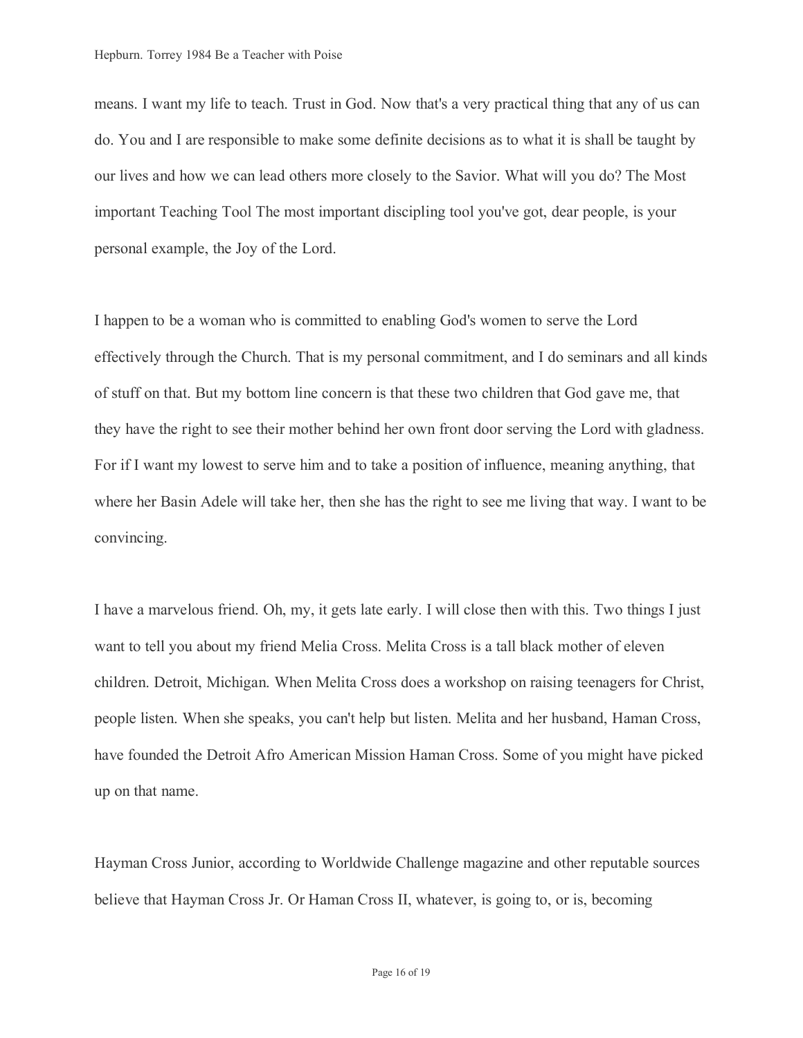means. I want my life to teach. Trust in God. Now that's a very practical thing that any of us can do. You and I are responsible to make some definite decisions as to what it is shall be taught by our lives and how we can lead others more closely to the Savior. What will you do? The Most important Teaching Tool The most important discipling tool you've got, dear people, is your personal example, the Joy of the Lord.

I happen to be a woman who is committed to enabling God's women to serve the Lord effectively through the Church. That is my personal commitment, and I do seminars and all kinds of stuff on that. But my bottom line concern is that these two children that God gave me, that they have the right to see their mother behind her own front door serving the Lord with gladness. For if I want my lowest to serve him and to take a position of influence, meaning anything, that where her Basin Adele will take her, then she has the right to see me living that way. I want to be convincing.

I have a marvelous friend. Oh, my, it gets late early. I will close then with this. Two things I just want to tell you about my friend Melia Cross. Melita Cross is a tall black mother of eleven children. Detroit, Michigan. When Melita Cross does a workshop on raising teenagers for Christ, people listen. When she speaks, you can't help but listen. Melita and her husband, Haman Cross, have founded the Detroit Afro American Mission Haman Cross. Some of you might have picked up on that name.

Hayman Cross Junior, according to Worldwide Challenge magazine and other reputable sources believe that Hayman Cross Jr. Or Haman Cross II, whatever, is going to, or is, becoming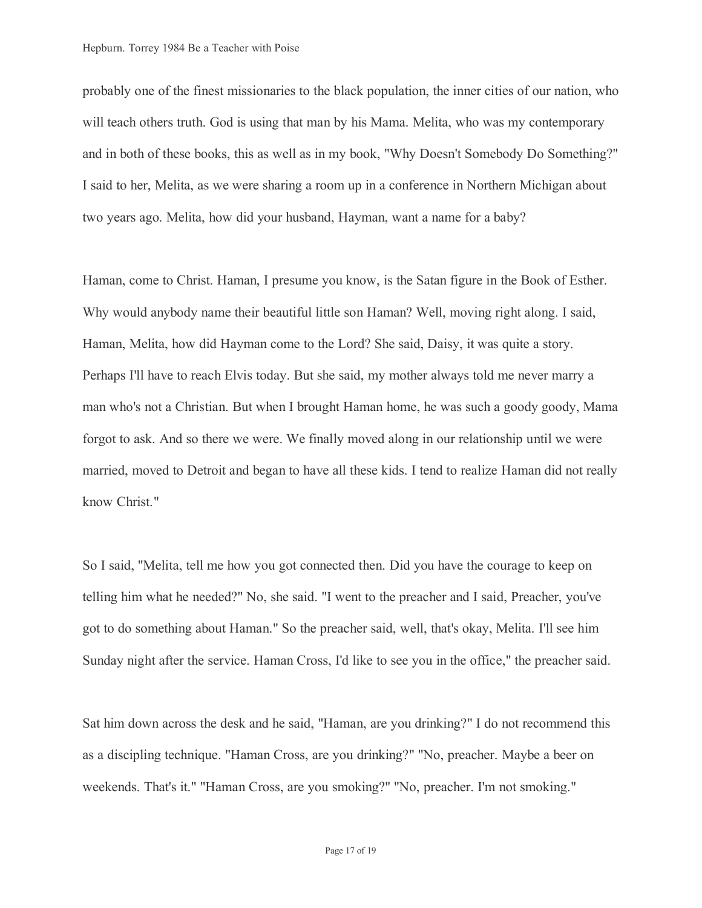probably one of the finest missionaries to the black population, the inner cities of our nation, who will teach others truth. God is using that man by his Mama. Melita, who was my contemporary and in both of these books, this as well as in my book, "Why Doesn't Somebody Do Something?" I said to her, Melita, as we were sharing a room up in a conference in Northern Michigan about two years ago. Melita, how did your husband, Hayman, want a name for a baby?

Haman, come to Christ. Haman, I presume you know, is the Satan figure in the Book of Esther. Why would anybody name their beautiful little son Haman? Well, moving right along. I said, Haman, Melita, how did Hayman come to the Lord? She said, Daisy, it was quite a story. Perhaps I'll have to reach Elvis today. But she said, my mother always told me never marry a man who's not a Christian. But when I brought Haman home, he was such a goody goody, Mama forgot to ask. And so there we were. We finally moved along in our relationship until we were married, moved to Detroit and began to have all these kids. I tend to realize Haman did not really know Christ."

So I said, "Melita, tell me how you got connected then. Did you have the courage to keep on telling him what he needed?" No, she said. "I went to the preacher and I said, Preacher, you've got to do something about Haman." So the preacher said, well, that's okay, Melita. I'll see him Sunday night after the service. Haman Cross, I'd like to see you in the office," the preacher said.

Sat him down across the desk and he said, "Haman, are you drinking?" I do not recommend this as a discipling technique. "Haman Cross, are you drinking?" "No, preacher. Maybe a beer on weekends. That's it." "Haman Cross, are you smoking?" "No, preacher. I'm not smoking."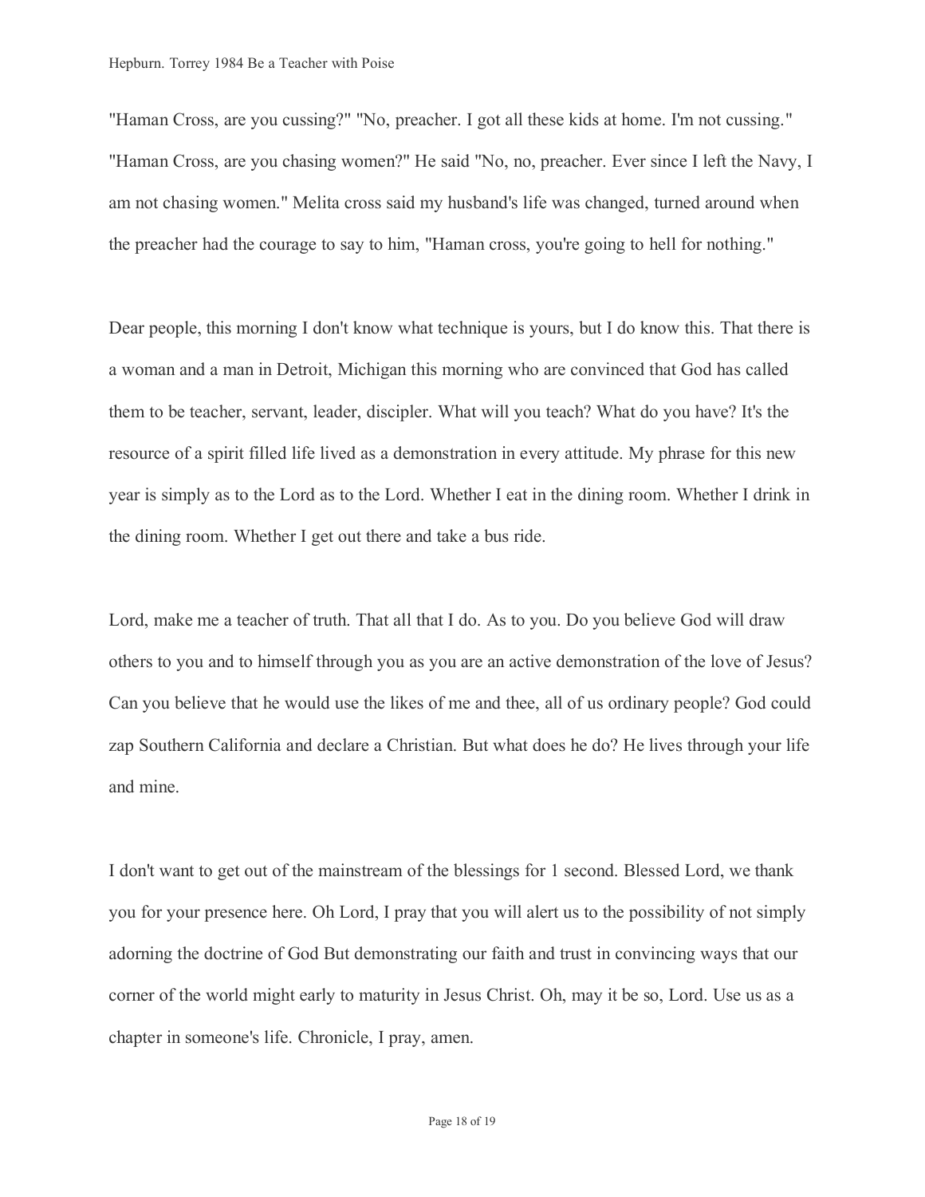"Haman Cross, are you cussing?" "No, preacher. I got all these kids at home. I'm not cussing." "Haman Cross, are you chasing women?" He said "No, no, preacher. Ever since I left the Navy, I am not chasing women." Melita cross said my husband's life was changed, turned around when the preacher had the courage to say to him, "Haman cross, you're going to hell for nothing."

Dear people, this morning I don't know what technique is yours, but I do know this. That there is a woman and a man in Detroit, Michigan this morning who are convinced that God has called them to be teacher, servant, leader, discipler. What will you teach? What do you have? It's the resource of a spirit filled life lived as a demonstration in every attitude. My phrase for this new year is simply as to the Lord as to the Lord. Whether I eat in the dining room. Whether I drink in the dining room. Whether I get out there and take a bus ride.

Lord, make me a teacher of truth. That all that I do. As to you. Do you believe God will draw others to you and to himself through you as you are an active demonstration of the love of Jesus? Can you believe that he would use the likes of me and thee, all of us ordinary people? God could zap Southern California and declare a Christian. But what does he do? He lives through your life and mine.

I don't want to get out of the mainstream of the blessings for 1 second. Blessed Lord, we thank you for your presence here. Oh Lord, I pray that you will alert us to the possibility of not simply adorning the doctrine of God But demonstrating our faith and trust in convincing ways that our corner of the world might early to maturity in Jesus Christ. Oh, may it be so, Lord. Use us as a chapter in someone's life. Chronicle, I pray, amen.